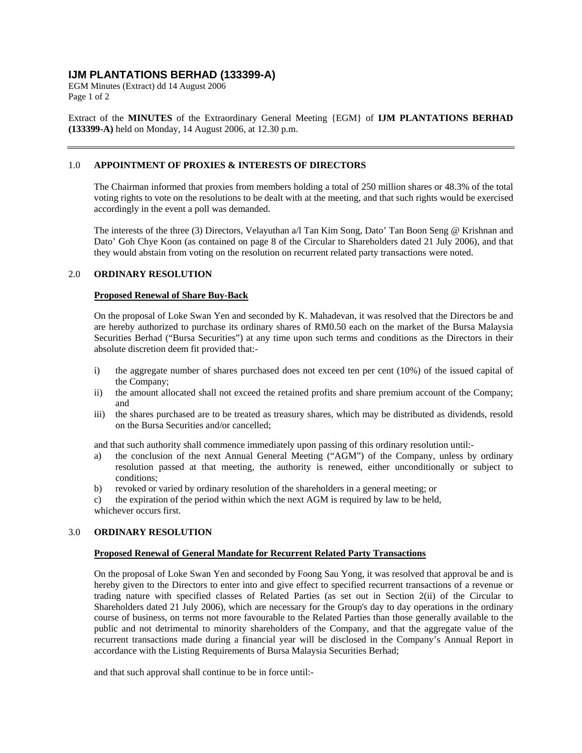# IJM PLANTATIONS BERHAD (133399-A)

EGM Minutes (Extract) dd 14 August 2006

Extract of the **MINUTES** of the Extraordinary General Meeting {EGM} of **IJM PLANTATIONS BERHAD (133399-A)** held on Monday, 14 August 2006, at 12.30 p.m.

---

## 1.0 APPOINTMENT OF PROXIES & INTERESTS OF DIRECTORS

The Chairman informed that proxies from members holding a total of 250 million shares or 48.3% of the total voting rights to vote on the resolutions to be dealt with at the meeting, and that such rights would be exercised accordingly in the event a poll was demanded.

The interests of the three (3) Directors, Velayuthan a/l Tan Kim Song, Dato' Tan Boon Seng @ Krishnan and Dato' Goh Chye Koon (as contained on page 8 of the Circular to Shareholders dated 21 July 2006), and that they would abstain from voting on the resolution on recurrent related party transactions were noted.

## 2.0 ORDINARY RESOLUTION

**Proposed Renewal of Share Buy-Back**

On the proposal of Loke Swan Yen and seconded by K. Mahadevan, it was resolved that the Directors be and are hereby authorized to purchase its ordinary shares of RM0.50 each on the market of the Bursa Malaysia Securities Berhad ("Bursa Securities") at any time upon such terms and conditions as the Directors in their absolute discretion deem fit provided that:-

- i) the aggregate number of shares purchased does not exceed ten per cent (10%) of the issued capital of the Company;
- ii) the amount allocated shall not exceed the retained profits and share premium account of the Company; and
- iii) the shares purchased are to be treated as treasury shares, which may be distributed as dividends, resold on the Bursa Securities and/or cancelled;

and that such authority shall commence immediately upon passing of this ordinary resolution until:-

- a) the conclusion of the next Annual General Meeting ("AGM") of the Company, unless by ordinary resolution passed at that meeting, the authority is renewed, either unconditionally or subject to conditions;
- b) revoked or varied by ordinary resolution of the shareholders in a general meeting; or
- c) the expiration of the period within which the next AGM is required by law to be held,

whichever occurs first.

## 3.0 ORDINARY RESOLUTION

**Proposed Renewal of General Mandate for Recurrent Related Party Transactions**

On the proposal of Loke Swan Yen and seconded by Foong Sau Yong, it was resolved that approval be and is hereby given to the Directors to enter into and give effect to specified recurrent transactions of a revenue or trading nature with specified classes of Related Parties (as set out in Section 2(ii) of the Circular to Shareholders dated 21 July 2006), which are necessary for the Group's day to day operations in the ordinary course of business, on terms not more favourable to the Related Parties than those generally available to the public and not detrimental to minority shareholders of the Company, and that the aggregate value of the recurrent transactions made during a financial year will be disclosed in the Company's Annual Report in accordance with the Listing Requirements of Bursa Malaysia Securities Berhad;

and that such approval shall continue to be in force until:-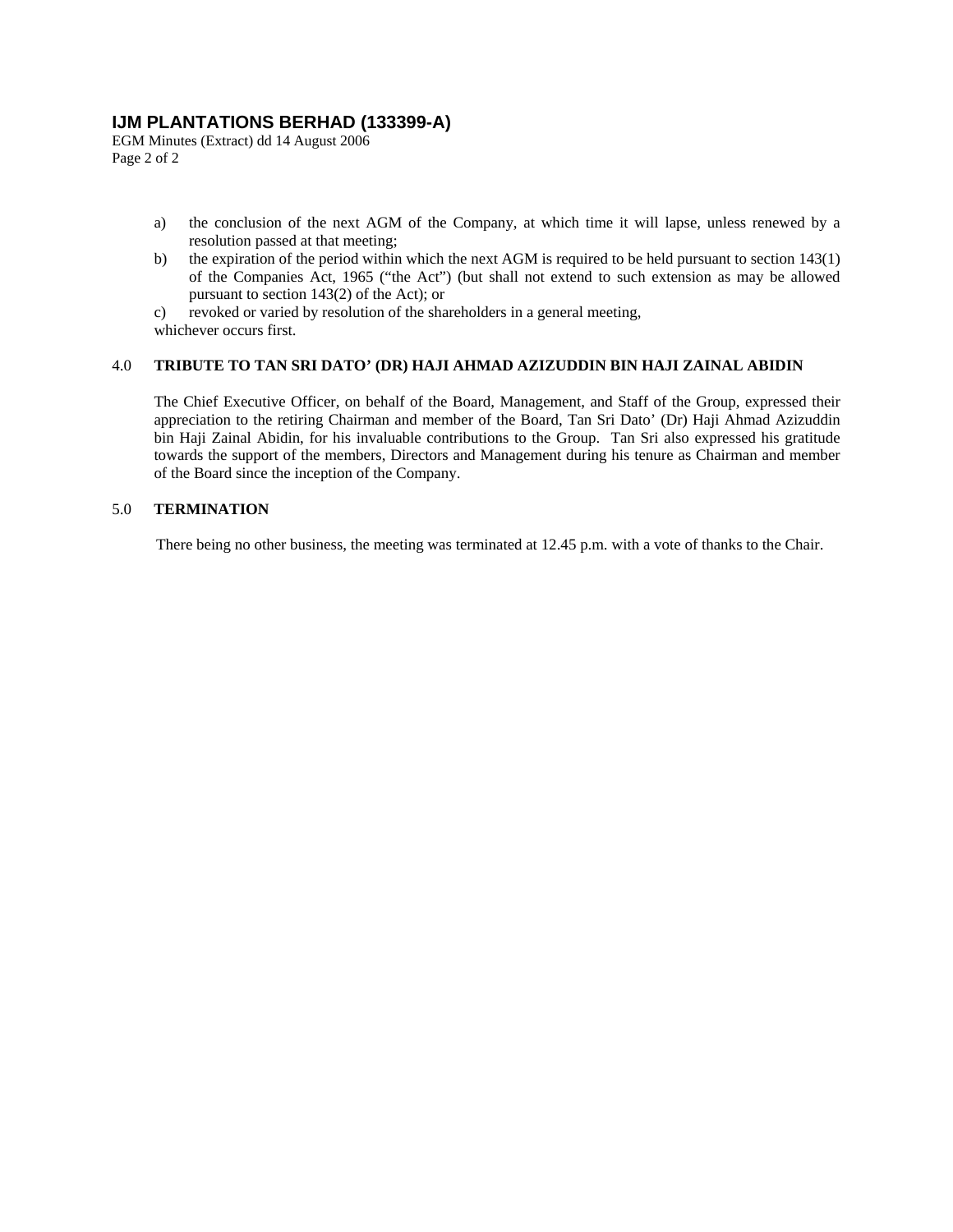a) the conclusion of the next AGM of the Company, at which time it will lapse, unless renewed by a resolution passed at that meeting;
b) the expiration of the period within which the next AGM is required to be held pursuant to section 143(1) of the Companies Act, 1965 ("the Act") (but shall not extend to such extension as may be allowed pursuant to section 143(2) of the Act); or
c) revoked or varied by resolution of the shareholders in a general meeting,

whichever occurs first.

## 4.0 TRIBUTE TO TAN SRI DATO' (DR) HAJI AHMAD AZIZUDDIN BIN HAJI ZAINAL ABIDIN

The Chief Executive Officer, on behalf of the Board, Management, and Staff of the Group, expressed their appreciation to the retiring Chairman and member of the Board, Tan Sri Dato' (Dr) Haji Ahmad Azizuddin bin Haji Zainal Abidin, for his invaluable contributions to the Group. Tan Sri also expressed his gratitude towards the support of the members, Directors and Management during his tenure as Chairman and member of the Board since the inception of the Company.

## 5.0 TERMINATION

There being no other business, the meeting was terminated at 12.45 p.m. with a vote of thanks to the Chair.